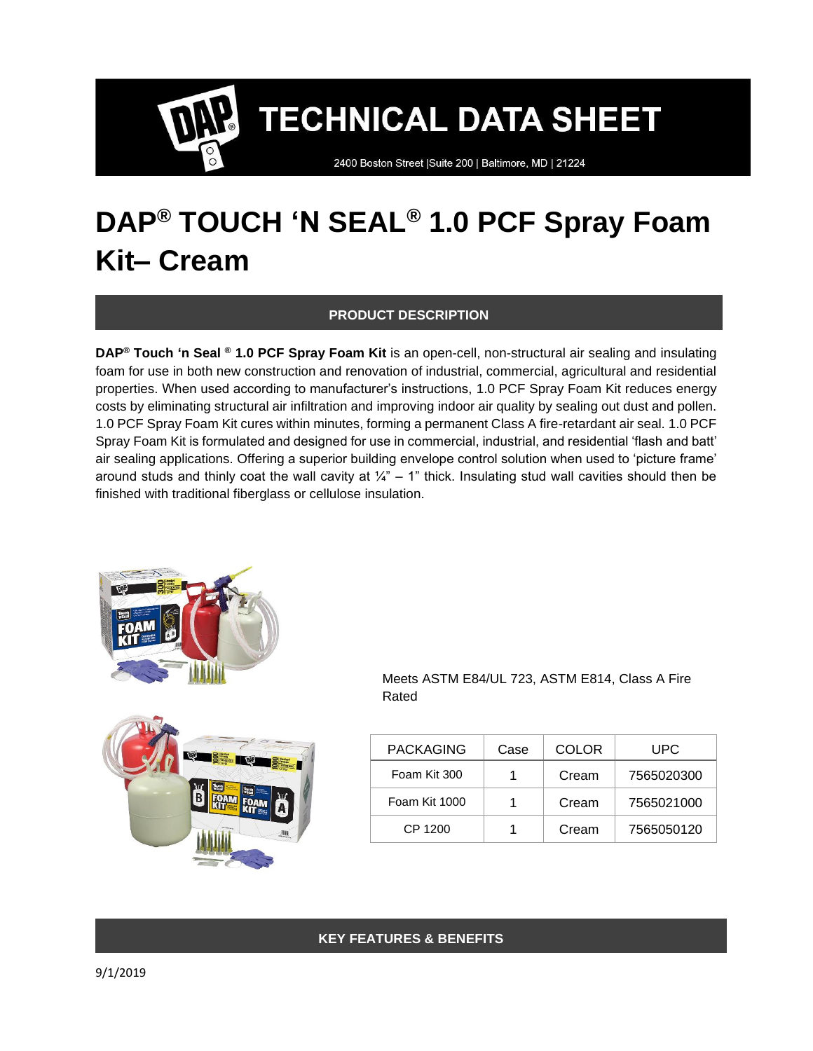# TECHNICAL DATA SHEET

2400 Boston Street |Suite 200 | Baltimore, MD | 21224

# DAP® TOUCH 'N SEAL® 1.0 PCF Spray Foam Kit– Cream

## PRODUCT DESCRIPTION

**DAP® Touch 'n Seal ® 1.0 PCF Spray Foam Kit** is an open-cell, non-structural air sealing and insulating foam for use in both new construction and renovation of industrial, commercial, agricultural and residential properties. When used according to manufacturer's instructions, 1.0 PCF Spray Foam Kit reduces energy costs by eliminating structural air infiltration and improving indoor air quality by sealing out dust and pollen. 1.0 PCF Spray Foam Kit cures within minutes, forming a permanent Class A fire-retardant air seal. 1.0 PCF Spray Foam Kit is formulated and designed for use in commercial, industrial, and residential 'flash and batt' air sealing applications. Offering a superior building envelope control solution when used to 'picture frame' around studs and thinly coat the wall cavity at ¼" – 1" thick. Insulating stud wall cavities should then be finished with traditional fiberglass or cellulose insulation.

Meets ASTM E84/UL 723, ASTM E814, Class A Fire Rated

| PACKAGING | Case | COLOR | UPC |
| --- | --- | --- | --- |
| Foam Kit 300 | 1 | Cream | 7565020300 |
| Foam Kit 1000 | 1 | Cream | 7565021000 |
| CP 1200 | 1 | Cream | 7565050120 |

## KEY FEATURES & BENEFITS

9/1/2019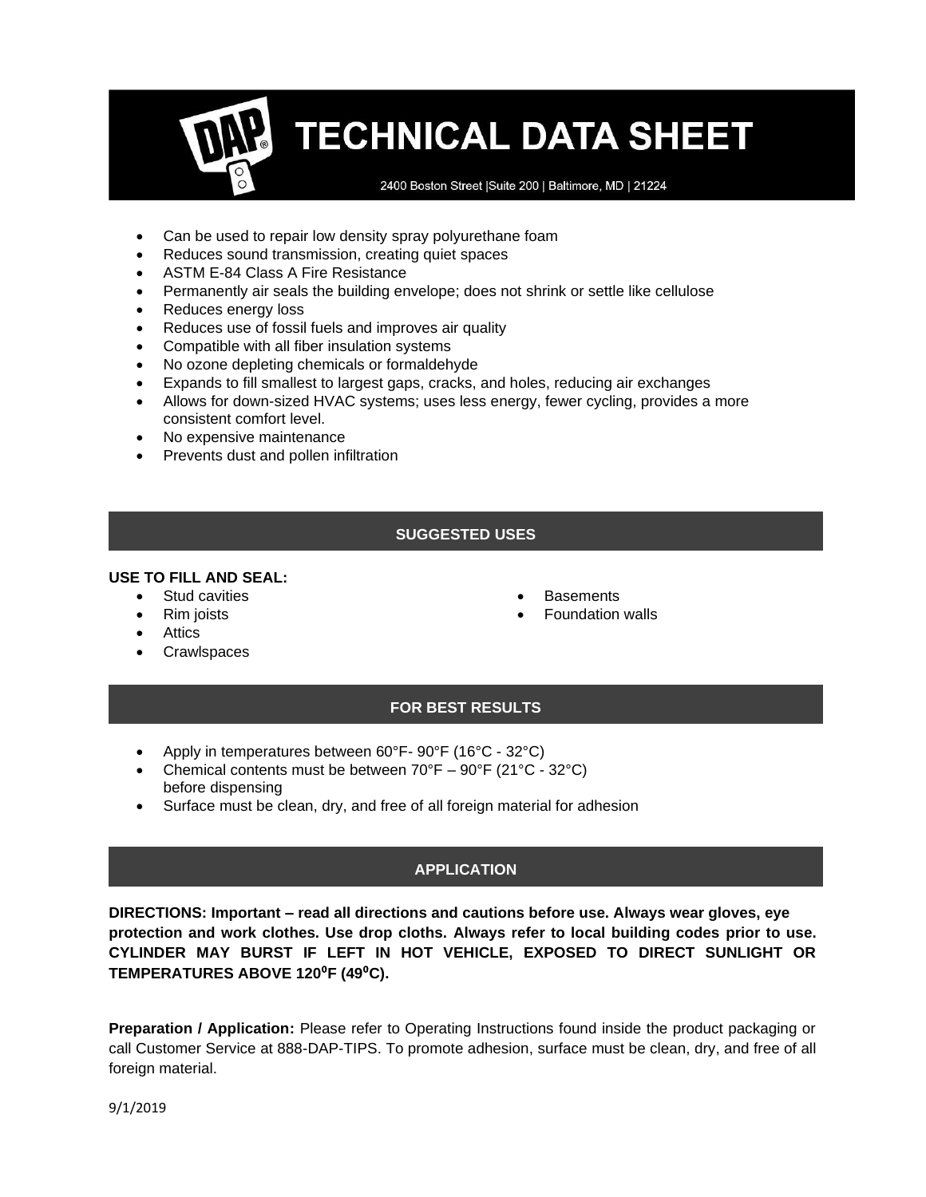- Can be used to repair low density spray polyurethane foam
- Reduces sound transmission, creating quiet spaces
- ASTM E-84 Class A Fire Resistance
- Permanently air seals the building envelope; does not shrink or settle like cellulose
- Reduces energy loss
- Reduces use of fossil fuels and improves air quality
- Compatible with all fiber insulation systems
- No ozone depleting chemicals or formaldehyde
- Expands to fill smallest to largest gaps, cracks, and holes, reducing air exchanges
- Allows for down-sized HVAC systems; uses less energy, fewer cycling, provides a more consistent comfort level.
- No expensive maintenance
- Prevents dust and pollen infiltration

## SUGGESTED USES

**USE TO FILL AND SEAL:**

- Stud cavities
- Rim joists
- Attics
- Crawlspaces
- Basements
- Foundation walls

## FOR BEST RESULTS

- Apply in temperatures between 60°F- 90°F (16°C - 32°C)
- Chemical contents must be between 70°F – 90°F (21°C - 32°C) before dispensing
- Surface must be clean, dry, and free of all foreign material for adhesion

## APPLICATION

**DIRECTIONS: Important – read all directions and cautions before use. Always wear gloves, eye protection and work clothes. Use drop cloths. Always refer to local building codes prior to use. CYLINDER MAY BURST IF LEFT IN HOT VEHICLE, EXPOSED TO DIRECT SUNLIGHT OR TEMPERATURES ABOVE 120⁰F (49⁰C).**

**Preparation / Application:** Please refer to Operating Instructions found inside the product packaging or call Customer Service at 888-DAP-TIPS. To promote adhesion, surface must be clean, dry, and free of all foreign material.

9/1/2019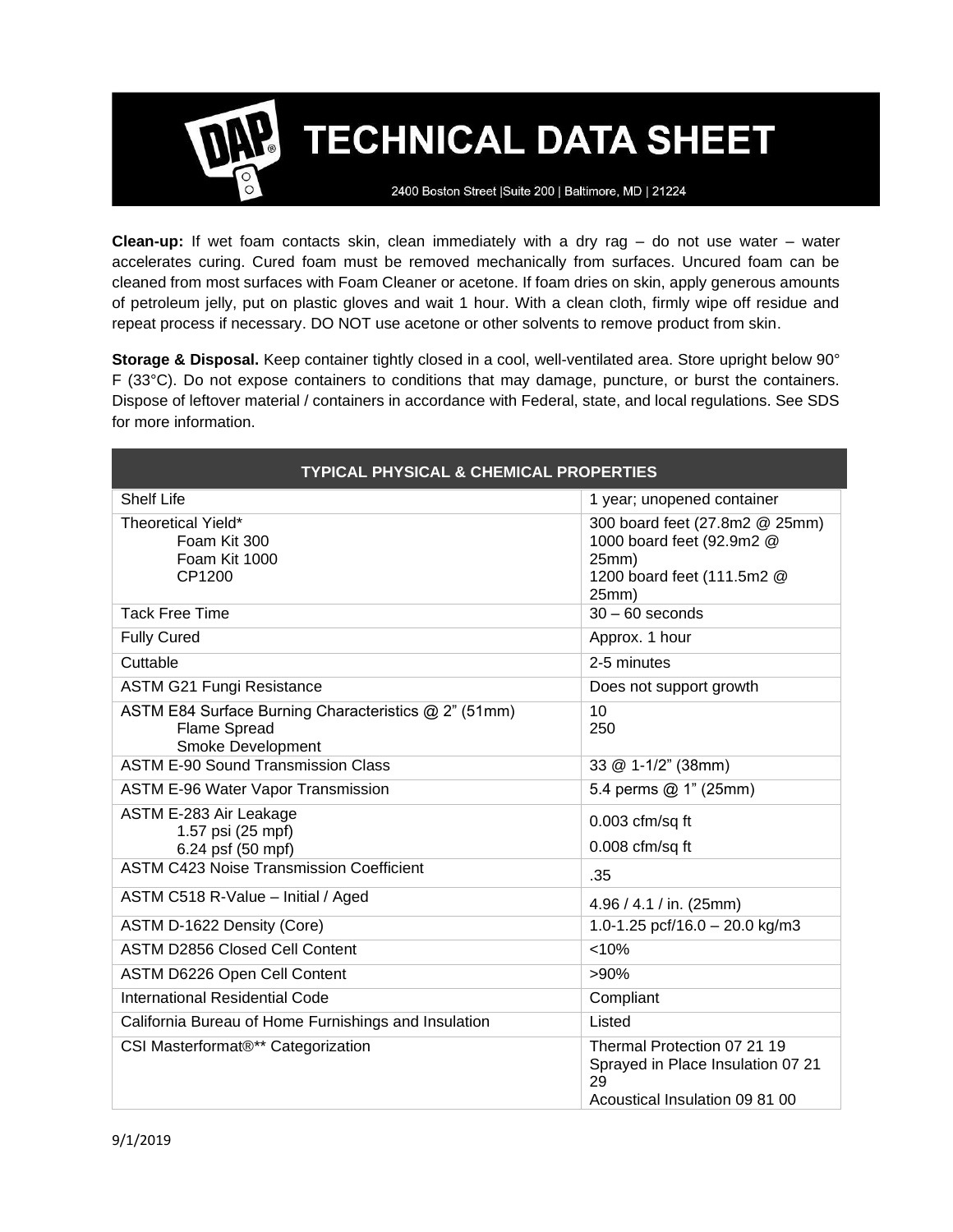**Clean-up:** If wet foam contacts skin, clean immediately with a dry rag – do not use water – water accelerates curing. Cured foam must be removed mechanically from surfaces. Uncured foam can be cleaned from most surfaces with Foam Cleaner or acetone. If foam dries on skin, apply generous amounts of petroleum jelly, put on plastic gloves and wait 1 hour. With a clean cloth, firmly wipe off residue and repeat process if necessary. DO NOT use acetone or other solvents to remove product from skin.

**Storage & Disposal.** Keep container tightly closed in a cool, well-ventilated area. Store upright below 90° F (33°C). Do not expose containers to conditions that may damage, puncture, or burst the containers. Dispose of leftover material / containers in accordance with Federal, state, and local regulations. See SDS for more information.

| TYPICAL PHYSICAL & CHEMICAL PROPERTIES | |
|---|---|
| Shelf Life | 1 year; unopened container |
| Theoretical Yield*<br>Foam Kit 300<br>Foam Kit 1000<br>CP1200 | 300 board feet (27.8m2 @ 25mm)<br>1000 board feet (92.9m2 @ 25mm)<br>1200 board feet (111.5m2 @ 25mm) |
| Tack Free Time | 30 – 60 seconds |
| Fully Cured | Approx. 1 hour |
| Cuttable | 2-5 minutes |
| ASTM G21 Fungi Resistance | Does not support growth |
| ASTM E84 Surface Burning Characteristics @ 2" (51mm)<br>Flame Spread<br>Smoke Development | 10<br>250 |
| ASTM E-90 Sound Transmission Class | 33 @ 1-1/2" (38mm) |
| ASTM E-96 Water Vapor Transmission | 5.4 perms @ 1" (25mm) |
| ASTM E-283 Air Leakage<br>1.57 psi (25 mpf)<br>6.24 psf (50 mpf) | 0.003 cfm/sq ft<br>0.008 cfm/sq ft |
| ASTM C423 Noise Transmission Coefficient | .35 |
| ASTM C518 R-Value – Initial / Aged | 4.96 / 4.1 / in. (25mm) |
| ASTM D-1622 Density (Core) | 1.0-1.25 pcf/16.0 – 20.0 kg/m3 |
| ASTM D2856 Closed Cell Content | <10% |
| ASTM D6226 Open Cell Content | >90% |
| International Residential Code | Compliant |
| California Bureau of Home Furnishings and Insulation | Listed |
| CSI Masterformat®** Categorization | Thermal Protection 07 21 19<br>Sprayed in Place Insulation 07 21 29<br>Acoustical Insulation 09 81 00 |

9/1/2019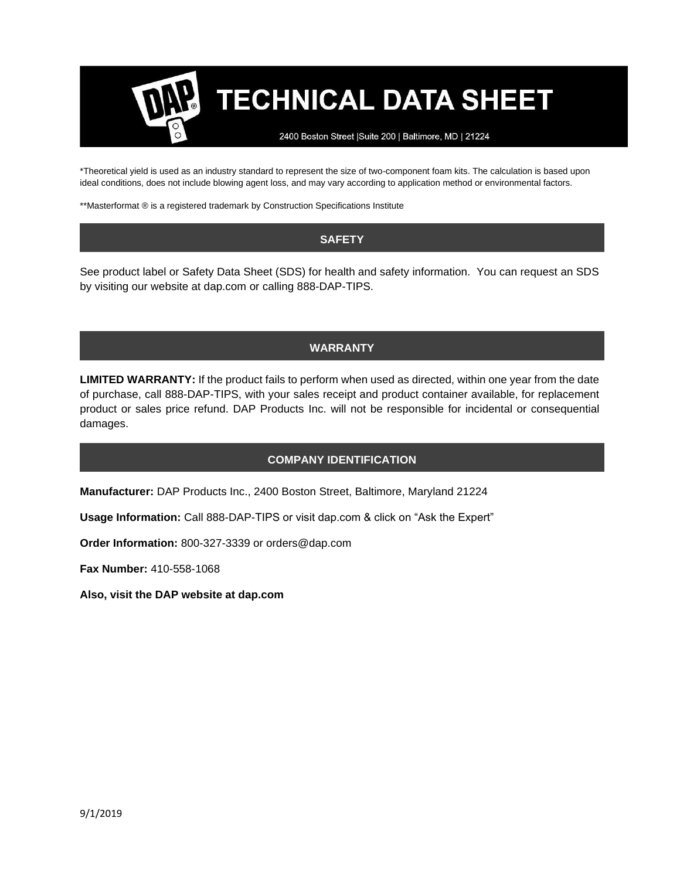\*Theoretical yield is used as an industry standard to represent the size of two-component foam kits. The calculation is based upon ideal conditions, does not include blowing agent loss, and may vary according to application method or environmental factors.

\*\*Masterformat ® is a registered trademark by Construction Specifications Institute

## SAFETY

See product label or Safety Data Sheet (SDS) for health and safety information. You can request an SDS by visiting our website at dap.com or calling 888-DAP-TIPS.

## WARRANTY

**LIMITED WARRANTY:** If the product fails to perform when used as directed, within one year from the date of purchase, call 888-DAP-TIPS, with your sales receipt and product container available, for replacement product or sales price refund. DAP Products Inc. will not be responsible for incidental or consequential damages.

## COMPANY IDENTIFICATION

**Manufacturer:** DAP Products Inc., 2400 Boston Street, Baltimore, Maryland 21224

**Usage Information:** Call 888-DAP-TIPS or visit dap.com & click on "Ask the Expert"

**Order Information:** 800-327-3339 or orders@dap.com

**Fax Number:** 410-558-1068

**Also, visit the DAP website at dap.com**

9/1/2019